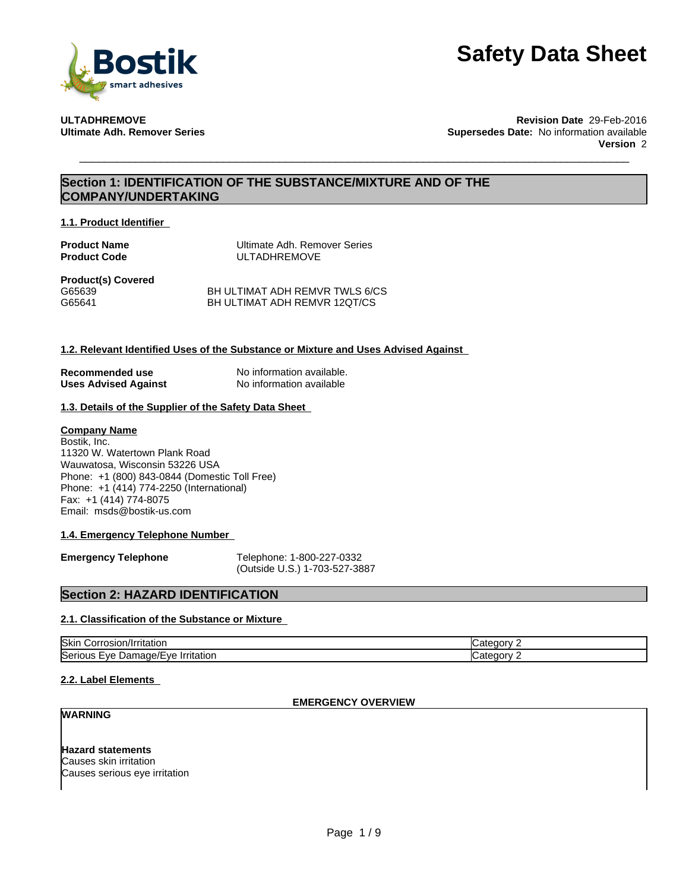# Safety Data Sheet

**ULTADHREMOVE**
**Ultimate Adh. Remover Series**

**Revision Date** 29-Feb-2016
**Supersedes Date:** No information available
**Version** 2

## Section 1: IDENTIFICATION OF THE SUBSTANCE/MIXTURE AND OF THE COMPANY/UNDERTAKING

### 1.1. Product Identifier

**Product Name** Ultimate Adh. Remover Series
**Product Code** ULTADHREMOVE

**Product(s) Covered**
G65639 BH ULTIMAT ADH REMVR TWLS 6/CS
G65641 BH ULTIMAT ADH REMVR 12QT/CS

### 1.2. Relevant Identified Uses of the Substance or Mixture and Uses Advised Against

**Recommended use** No information available.
**Uses Advised Against** No information available

### 1.3. Details of the Supplier of the Safety Data Sheet

**Company Name**
Bostik, Inc.
11320 W. Watertown Plank Road
Wauwatosa, Wisconsin 53226 USA
Phone: +1 (800) 843-0844 (Domestic Toll Free)
Phone: +1 (414) 774-2250 (International)
Fax: +1 (414) 774-8075
Email: msds@bostik-us.com

### 1.4. Emergency Telephone Number

**Emergency Telephone** Telephone: 1-800-227-0332
(Outside U.S.) 1-703-527-3887

## Section 2: HAZARD IDENTIFICATION

### 2.1. Classification of the Substance or Mixture

| | |
|---|---|
| Skin Corrosion/Irritation | Category 2 |
| Serious Eye Damage/Eye Irritation | Category 2 |

### 2.2. Label Elements

**EMERGENCY OVERVIEW**

**WARNING**

**Hazard statements**
Causes skin irritation
Causes serious eye irritation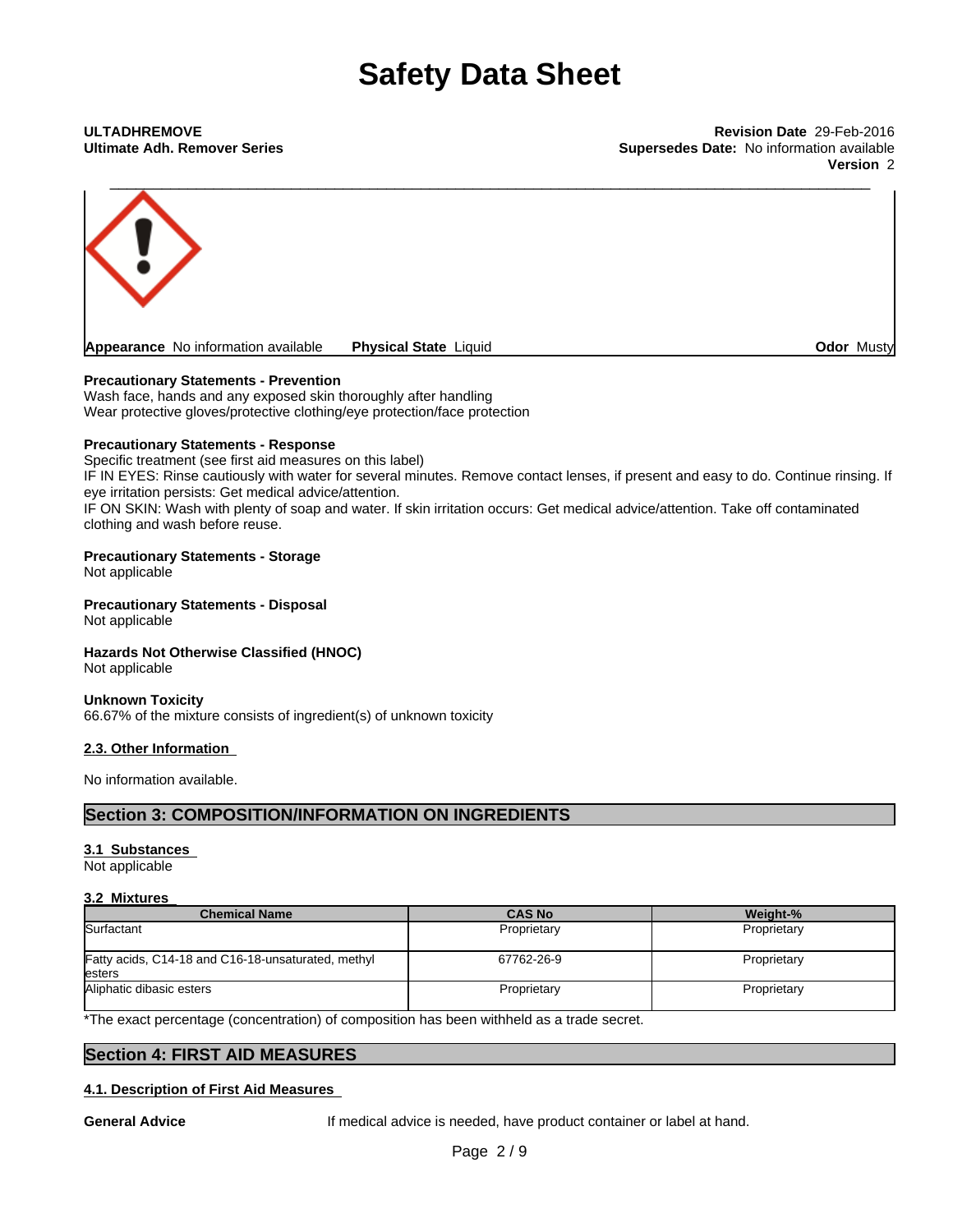**ULTADHREMOVE**
**Ultimate Adh. Remover Series**

**Revision Date** 29-Feb-2016
**Supersedes Date:** No information available
**Version** 2

**Appearance** No information available **Physical State** Liquid **Odor** Musty

**Precautionary Statements - Prevention**
Wash face, hands and any exposed skin thoroughly after handling
Wear protective gloves/protective clothing/eye protection/face protection

**Precautionary Statements - Response**
Specific treatment (see first aid measures on this label)
IF IN EYES: Rinse cautiously with water for several minutes. Remove contact lenses, if present and easy to do. Continue rinsing. If eye irritation persists: Get medical advice/attention.
IF ON SKIN: Wash with plenty of soap and water. If skin irritation occurs: Get medical advice/attention. Take off contaminated clothing and wash before reuse.

**Precautionary Statements - Storage**
Not applicable

**Precautionary Statements - Disposal**
Not applicable

**Hazards Not Otherwise Classified (HNOC)**
Not applicable

**Unknown Toxicity**
66.67% of the mixture consists of ingredient(s) of unknown toxicity

### 2.3. Other Information

No information available.

## Section 3: COMPOSITION/INFORMATION ON INGREDIENTS

### 3.1 Substances
Not applicable

### 3.2 Mixtures

| Chemical Name | CAS No | Weight-% |
|---|---|---|
| Surfactant | Proprietary | Proprietary |
| Fatty acids, C14-18 and C16-18-unsaturated, methyl esters | 67762-26-9 | Proprietary |
| Aliphatic dibasic esters | Proprietary | Proprietary |

*The exact percentage (concentration) of composition has been withheld as a trade secret.

## Section 4: FIRST AID MEASURES

### 4.1. Description of First Aid Measures

**General Advice** If medical advice is needed, have product container or label at hand.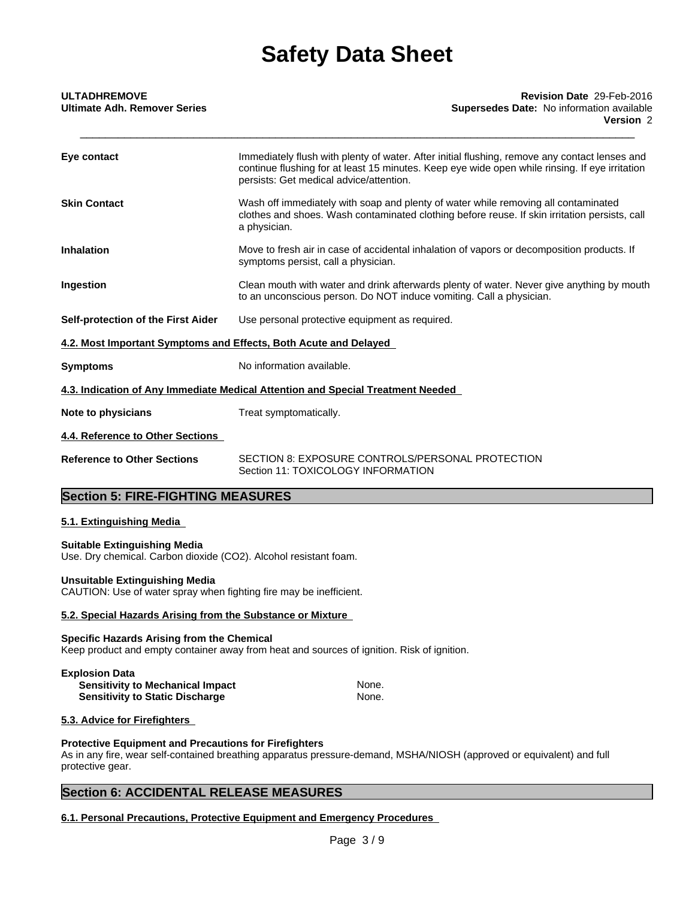| | |
|---|---|
| **Eye contact** | Immediately flush with plenty of water. After initial flushing, remove any contact lenses and continue flushing for at least 15 minutes. Keep eye wide open while rinsing. If eye irritation persists: Get medical advice/attention. |
| **Skin Contact** | Wash off immediately with soap and plenty of water while removing all contaminated clothes and shoes. Wash contaminated clothing before reuse. If skin irritation persists, call a physician. |
| **Inhalation** | Move to fresh air in case of accidental inhalation of vapors or decomposition products. If symptoms persist, call a physician. |
| **Ingestion** | Clean mouth with water and drink afterwards plenty of water. Never give anything by mouth to an unconscious person. Do NOT induce vomiting. Call a physician. |
| **Self-protection of the First Aider** | Use personal protective equipment as required. |

### 4.2. Most Important Symptoms and Effects, Both Acute and Delayed

**Symptoms** — No information available.

### 4.3. Indication of Any Immediate Medical Attention and Special Treatment Needed

**Note to physicians** — Treat symptomatically.

### 4.4. Reference to Other Sections

**Reference to Other Sections** — SECTION 8: EXPOSURE CONTROLS/PERSONAL PROTECTION
Section 11: TOXICOLOGY INFORMATION

## Section 5: FIRE-FIGHTING MEASURES

### 5.1. Extinguishing Media

**Suitable Extinguishing Media**
Use. Dry chemical. Carbon dioxide ($CO_2$). Alcohol resistant foam.

**Unsuitable Extinguishing Media**
CAUTION: Use of water spray when fighting fire may be inefficient.

### 5.2. Special Hazards Arising from the Substance or Mixture

**Specific Hazards Arising from the Chemical**
Keep product and empty container away from heat and sources of ignition. Risk of ignition.

**Explosion Data**

| | |
|---|---|
| **Sensitivity to Mechanical Impact** | None. |
| **Sensitivity to Static Discharge** | None. |

### 5.3. Advice for Firefighters

**Protective Equipment and Precautions for Firefighters**
As in any fire, wear self-contained breathing apparatus pressure-demand, MSHA/NIOSH (approved or equivalent) and full protective gear.

## Section 6: ACCIDENTAL RELEASE MEASURES

### 6.1. Personal Precautions, Protective Equipment and Emergency Procedures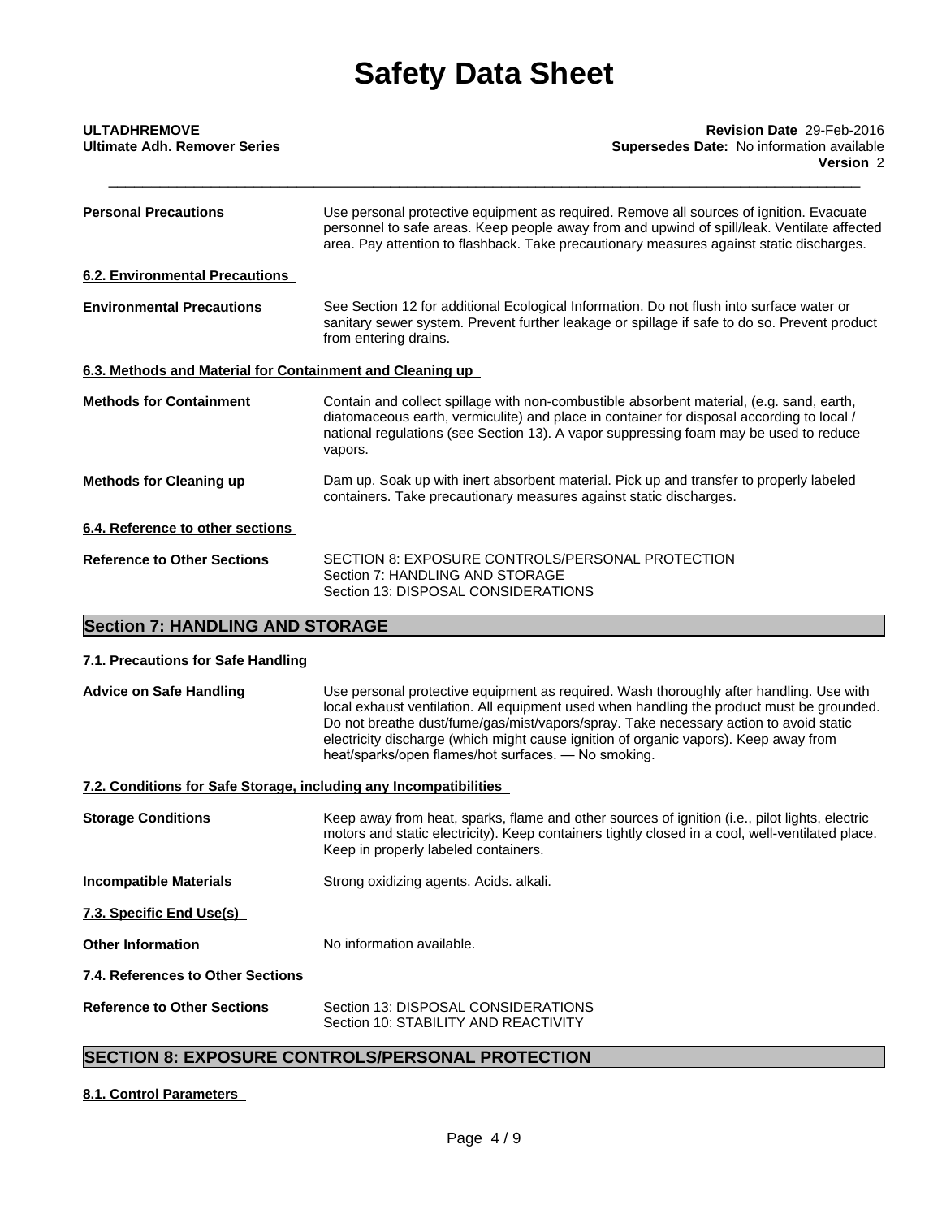**Personal Precautions** Use personal protective equipment as required. Remove all sources of ignition. Evacuate personnel to safe areas. Keep people away from and upwind of spill/leak. Ventilate affected area. Pay attention to flashback. Take precautionary measures against static discharges.

### 6.2. Environmental Precautions

**Environmental Precautions** See Section 12 for additional Ecological Information. Do not flush into surface water or sanitary sewer system. Prevent further leakage or spillage if safe to do so. Prevent product from entering drains.

### 6.3. Methods and Material for Containment and Cleaning up

**Methods for Containment** Contain and collect spillage with non-combustible absorbent material, (e.g. sand, earth, diatomaceous earth, vermiculite) and place in container for disposal according to local / national regulations (see Section 13). A vapor suppressing foam may be used to reduce vapors.

**Methods for Cleaning up** Dam up. Soak up with inert absorbent material. Pick up and transfer to properly labeled containers. Take precautionary measures against static discharges.

### 6.4. Reference to other sections

**Reference to Other Sections** SECTION 8: EXPOSURE CONTROLS/PERSONAL PROTECTION
Section 7: HANDLING AND STORAGE
Section 13: DISPOSAL CONSIDERATIONS

## Section 7: HANDLING AND STORAGE

### 7.1. Precautions for Safe Handling

**Advice on Safe Handling** Use personal protective equipment as required. Wash thoroughly after handling. Use with local exhaust ventilation. All equipment used when handling the product must be grounded. Do not breathe dust/fume/gas/mist/vapors/spray. Take necessary action to avoid static electricity discharge (which might cause ignition of organic vapors). Keep away from heat/sparks/open flames/hot surfaces. — No smoking.

### 7.2. Conditions for Safe Storage, including any Incompatibilities

**Storage Conditions** Keep away from heat, sparks, flame and other sources of ignition (i.e., pilot lights, electric motors and static electricity). Keep containers tightly closed in a cool, well-ventilated place. Keep in properly labeled containers.

**Incompatible Materials** Strong oxidizing agents. Acids. alkali.

### 7.3. Specific End Use(s)

**Other Information** No information available.

### 7.4. References to Other Sections

**Reference to Other Sections** Section 13: DISPOSAL CONSIDERATIONS
Section 10: STABILITY AND REACTIVITY

## SECTION 8: EXPOSURE CONTROLS/PERSONAL PROTECTION

### 8.1. Control Parameters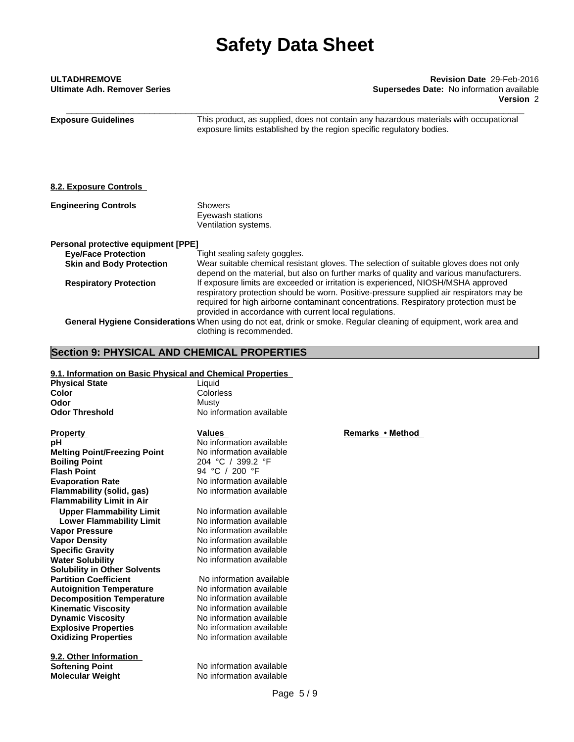**Exposure Guidelines** This product, as supplied, does not contain any hazardous materials with occupational exposure limits established by the region specific regulatory bodies.

### 8.2. Exposure Controls

**Engineering Controls**
Showers
Eyewash stations
Ventilation systems.

**Personal protective equipment [PPE]**

**Eye/Face Protection** Tight sealing safety goggles.

**Skin and Body Protection** Wear suitable chemical resistant gloves. The selection of suitable gloves does not only depend on the material, but also on further marks of quality and various manufacturers.

**Respiratory Protection** If exposure limits are exceeded or irritation is experienced, NIOSH/MSHA approved respiratory protection should be worn. Positive-pressure supplied air respirators may be required for high airborne contaminant concentrations. Respiratory protection must be provided in accordance with current local regulations.

**General Hygiene Considerations** When using do not eat, drink or smoke. Regular cleaning of equipment, work area and clothing is recommended.

## Section 9: PHYSICAL AND CHEMICAL PROPERTIES

### 9.1. Information on Basic Physical and Chemical Properties

**Physical State** Liquid
**Color** Colorless
**Odor** Musty
**Odor Threshold** No information available

| Property | Values | Remarks • Method |
|---|---|---|
| **pH** | No information available | |
| **Melting Point/Freezing Point** | No information available | |
| **Boiling Point** | 204 °C / 399.2 °F | |
| **Flash Point** | 94 °C / 200 °F | |
| **Evaporation Rate** | No information available | |
| **Flammability (solid, gas)** | No information available | |
| **Flammability Limit in Air** | | |
| **Upper Flammability Limit** | No information available | |
| **Lower Flammability Limit** | No information available | |
| **Vapor Pressure** | No information available | |
| **Vapor Density** | No information available | |
| **Specific Gravity** | No information available | |
| **Water Solubility** | No information available | |
| **Solubility in Other Solvents** | | |
| **Partition Coefficient** | No information available | |
| **Autoignition Temperature** | No information available | |
| **Decomposition Temperature** | No information available | |
| **Kinematic Viscosity** | No information available | |
| **Dynamic Viscosity** | No information available | |
| **Explosive Properties** | No information available | |
| **Oxidizing Properties** | No information available | |

### 9.2. Other Information

**Softening Point** No information available
**Molecular Weight** No information available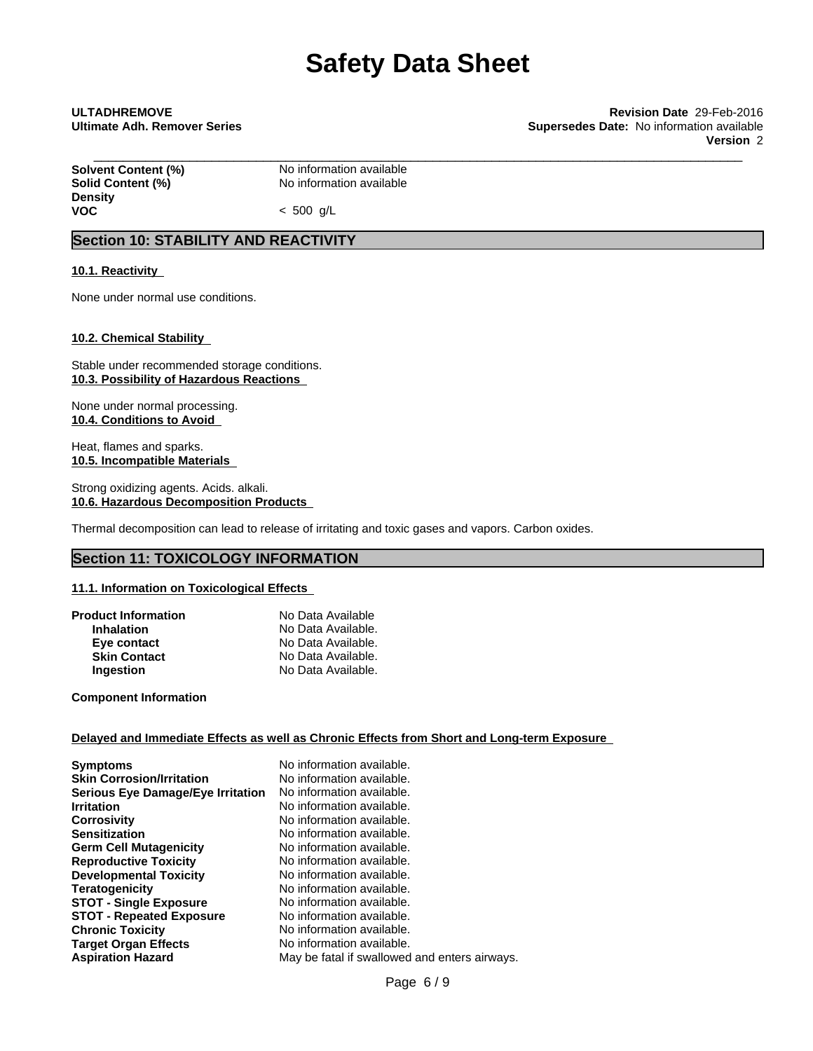| | |
|---|---|
| **Solvent Content (%)** | No information available |
| **Solid Content (%)** | No information available |
| **Density** | |
| **VOC** | < 500 g/L |

## Section 10: STABILITY AND REACTIVITY

### 10.1. Reactivity

None under normal use conditions.

### 10.2. Chemical Stability

Stable under recommended storage conditions.

### 10.3. Possibility of Hazardous Reactions

None under normal processing.

### 10.4. Conditions to Avoid

Heat, flames and sparks.

### 10.5. Incompatible Materials

Strong oxidizing agents. Acids. alkali.

### 10.6. Hazardous Decomposition Products

Thermal decomposition can lead to release of irritating and toxic gases and vapors. Carbon oxides.

## Section 11: TOXICOLOGY INFORMATION

### 11.1. Information on Toxicological Effects

| | |
|---|---|
| **Product Information** | No Data Available |
| **Inhalation** | No Data Available. |
| **Eye contact** | No Data Available. |
| **Skin Contact** | No Data Available. |
| **Ingestion** | No Data Available. |

**Component Information**

### Delayed and Immediate Effects as well as Chronic Effects from Short and Long-term Exposure

| | |
|---|---|
| **Symptoms** | No information available. |
| **Skin Corrosion/Irritation** | No information available. |
| **Serious Eye Damage/Eye Irritation** | No information available. |
| **Irritation** | No information available. |
| **Corrosivity** | No information available. |
| **Sensitization** | No information available. |
| **Germ Cell Mutagenicity** | No information available. |
| **Reproductive Toxicity** | No information available. |
| **Developmental Toxicity** | No information available. |
| **Teratogenicity** | No information available. |
| **STOT - Single Exposure** | No information available. |
| **STOT - Repeated Exposure** | No information available. |
| **Chronic Toxicity** | No information available. |
| **Target Organ Effects** | No information available. |
| **Aspiration Hazard** | May be fatal if swallowed and enters airways. |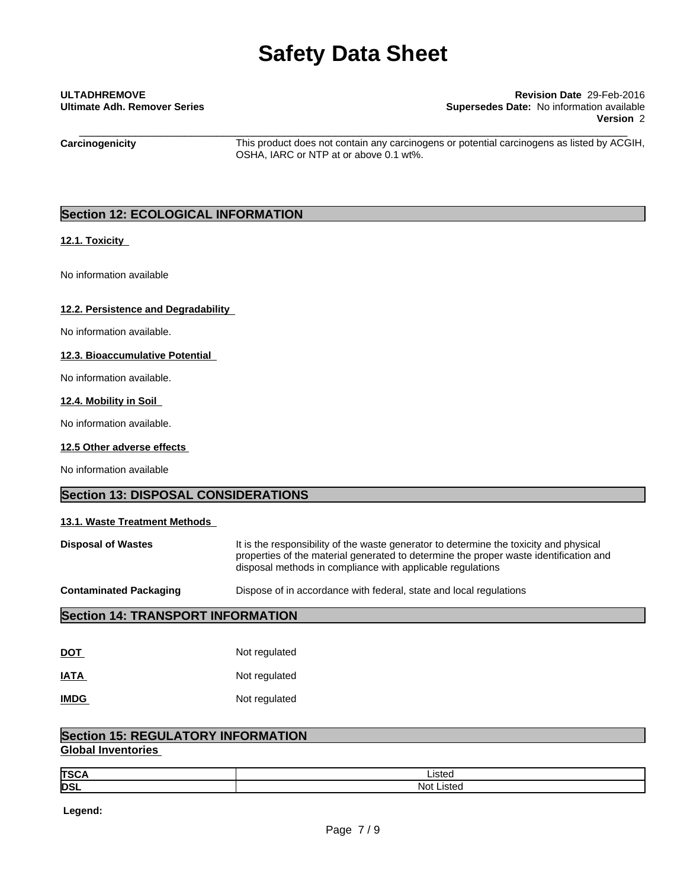**Carcinogenicity** This product does not contain any carcinogens or potential carcinogens as listed by ACGIH, OSHA, IARC or NTP at or above 0.1 wt%.

## Section 12: ECOLOGICAL INFORMATION

### 12.1. Toxicity

No information available

### 12.2. Persistence and Degradability

No information available.

### 12.3. Bioaccumulative Potential

No information available.

### 12.4. Mobility in Soil

No information available.

### 12.5 Other adverse effects

No information available

## Section 13: DISPOSAL CONSIDERATIONS

### 13.1. Waste Treatment Methods

**Disposal of Wastes** It is the responsibility of the waste generator to determine the toxicity and physical properties of the material generated to determine the proper waste identification and disposal methods in compliance with applicable regulations

**Contaminated Packaging** Dispose of in accordance with federal, state and local regulations

## Section 14: TRANSPORT INFORMATION

**DOT** Not regulated

**IATA** Not regulated

**IMDG** Not regulated

## Section 15: REGULATORY INFORMATION

### Global Inventories

| | |
|---|---|
| **TSCA** | Listed |
| **DSL** | Not Listed |

**Legend:**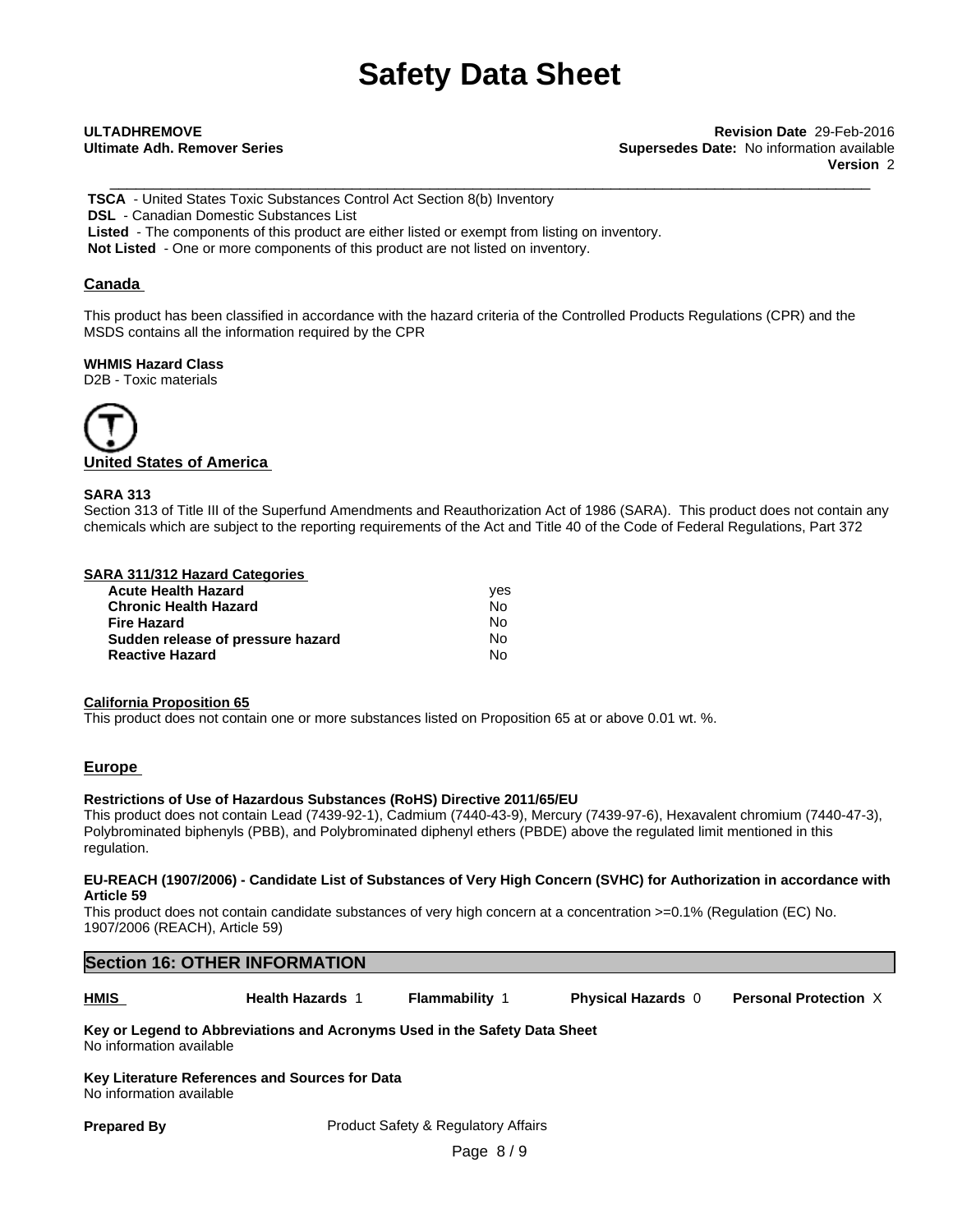# Safety Data Sheet

**ULTADHREMOVE**
**Ultimate Adh. Remover Series**

**Revision Date** 29-Feb-2016
**Supersedes Date:** No information available
**Version** 2

**TSCA** - United States Toxic Substances Control Act Section 8(b) Inventory
**DSL** - Canadian Domestic Substances List
**Listed** - The components of this product are either listed or exempt from listing on inventory.
**Not Listed** - One or more components of this product are not listed on inventory.

## Canada

This product has been classified in accordance with the hazard criteria of the Controlled Products Regulations (CPR) and the MSDS contains all the information required by the CPR

**WHMIS Hazard Class**
D2B - Toxic materials

## United States of America

**SARA 313**
Section 313 of Title III of the Superfund Amendments and Reauthorization Act of 1986 (SARA). This product does not contain any chemicals which are subject to the reporting requirements of the Act and Title 40 of the Code of Federal Regulations, Part 372

**SARA 311/312 Hazard Categories**

| | |
|---|---|
| **Acute Health Hazard** | yes |
| **Chronic Health Hazard** | No |
| **Fire Hazard** | No |
| **Sudden release of pressure hazard** | No |
| **Reactive Hazard** | No |

**California Proposition 65**
This product does not contain one or more substances listed on Proposition 65 at or above 0.01 wt. %.

## Europe

**Restrictions of Use of Hazardous Substances (RoHS) Directive 2011/65/EU**
This product does not contain Lead (7439-92-1), Cadmium (7440-43-9), Mercury (7439-97-6), Hexavalent chromium (7440-47-3), Polybrominated biphenyls (PBB), and Polybrominated diphenyl ethers (PBDE) above the regulated limit mentioned in this regulation.

**EU-REACH (1907/2006) - Candidate List of Substances of Very High Concern (SVHC) for Authorization in accordance with Article 59**
This product does not contain candidate substances of very high concern at a concentration >=0.1% (Regulation (EC) No. 1907/2006 (REACH), Article 59)

## Section 16: OTHER INFORMATION

| **HMIS** | **Health Hazards** 1 | **Flammability** 1 | **Physical Hazards** 0 | **Personal Protection** X |
|---|---|---|---|---|

**Key or Legend to Abbreviations and Acronyms Used in the Safety Data Sheet**
No information available

**Key Literature References and Sources for Data**
No information available

**Prepared By** Product Safety & Regulatory Affairs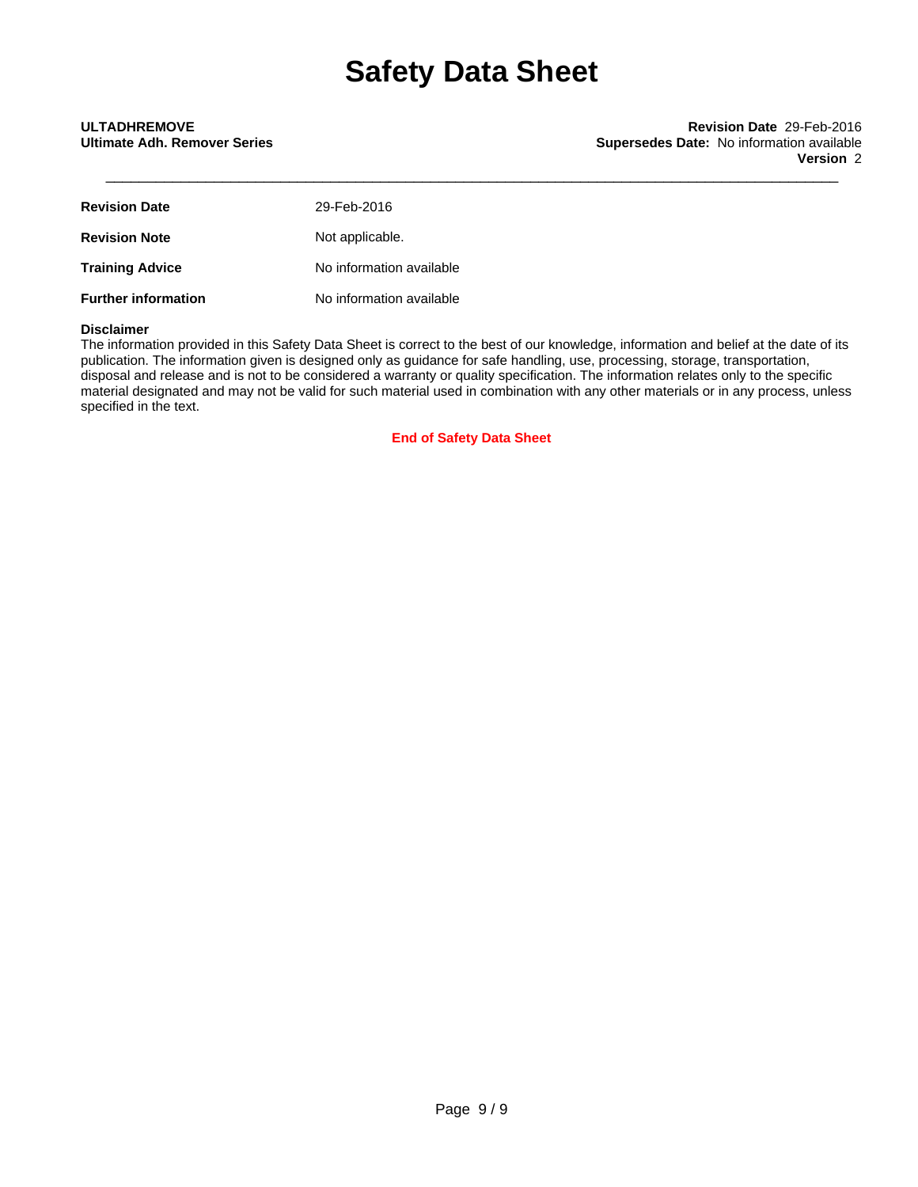| | |
|---|---|
| **Revision Date** | 29-Feb-2016 |
| **Revision Note** | Not applicable. |
| **Training Advice** | No information available |
| **Further information** | No information available |

**Disclaimer**

The information provided in this Safety Data Sheet is correct to the best of our knowledge, information and belief at the date of its publication. The information given is designed only as guidance for safe handling, use, processing, storage, transportation, disposal and release and is not to be considered a warranty or quality specification. The information relates only to the specific material designated and may not be valid for such material used in combination with any other materials or in any process, unless specified in the text.

**End of Safety Data Sheet**